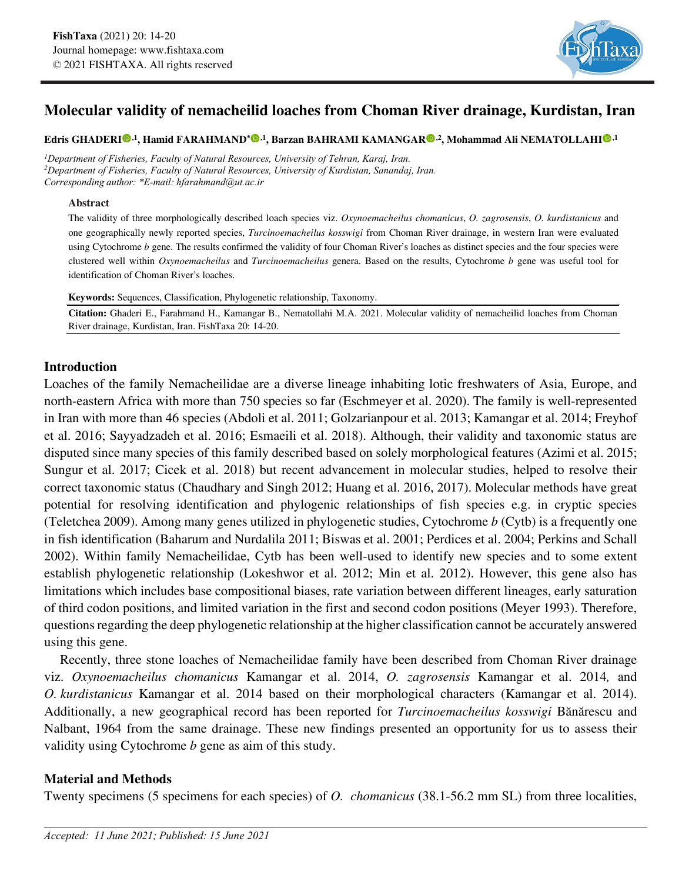# Molecular validity of nemacheilid loaches from Choman River drainage, Kurdistan, Iran

**Edris GHADERI[1], Hamid FARAHMAND*[1], Barzan BAHRAMI KAMANGAR[2], Mohammad Ali NEMATOLLAHI[1]**

[1]*Department of Fisheries, Faculty of Natural Resources, University of Tehran, Karaj, Iran.*
[2]*Department of Fisheries, Faculty of Natural Resources, University of Kurdistan, Sanandaj, Iran.*
*Corresponding author: *E-mail: hfarahmand@ut.ac.ir*

### Abstract

The validity of three morphologically described loach species viz. *Oxynoemacheilus chomanicus*, *O. zagrosensis*, *O. kurdistanicus* and one geographically newly reported species, *Turcinoemacheilus kosswigi* from Choman River drainage, in western Iran were evaluated using Cytochrome *b* gene. The results confirmed the validity of four Choman River's loaches as distinct species and the four species were clustered well within *Oxynoemacheilus* and *Turcinoemacheilus* genera. Based on the results, Cytochrome *b* gene was useful tool for identification of Choman River's loaches.

**Keywords:** Sequences, Classification, Phylogenetic relationship, Taxonomy.

**Citation:** Ghaderi E., Farahmand H., Kamangar B., Nematollahi M.A. 2021. Molecular validity of nemacheilid loaches from Choman River drainage, Kurdistan, Iran. FishTaxa 20: 14-20.

## Introduction

Loaches of the family Nemacheilidae are a diverse lineage inhabiting lotic freshwaters of Asia, Europe, and north-eastern Africa with more than 750 species so far (Eschmeyer et al. 2020). The family is well-represented in Iran with more than 46 species (Abdoli et al. 2011; Golzarianpour et al. 2013; Kamangar et al. 2014; Freyhof et al. 2016; Sayyadzadeh et al. 2016; Esmaeili et al. 2018). Although, their validity and taxonomic status are disputed since many species of this family described based on solely morphological features (Azimi et al. 2015; Sungur et al. 2017; Cicek et al. 2018) but recent advancement in molecular studies, helped to resolve their correct taxonomic status (Chaudhary and Singh 2012; Huang et al. 2016, 2017). Molecular methods have great potential for resolving identification and phylogenic relationships of fish species e.g. in cryptic species (Teletchea 2009). Among many genes utilized in phylogenetic studies, Cytochrome *b* (Cytb) is a frequently one in fish identification (Baharum and Nurdalila 2011; Biswas et al. 2001; Perdices et al. 2004; Perkins and Schall 2002). Within family Nemacheilidae, Cytb has been well-used to identify new species and to some extent establish phylogenetic relationship (Lokeshwor et al. 2012; Min et al. 2012). However, this gene also has limitations which includes base compositional biases, rate variation between different lineages, early saturation of third codon positions, and limited variation in the first and second codon positions (Meyer 1993). Therefore, questions regarding the deep phylogenetic relationship at the higher classification cannot be accurately answered using this gene.

Recently, three stone loaches of Nemacheilidae family have been described from Choman River drainage viz. *Oxynoemacheilus chomanicus* Kamangar et al. 2014, *O. zagrosensis* Kamangar et al. 2014, and *O. kurdistanicus* Kamangar et al. 2014 based on their morphological characters (Kamangar et al. 2014). Additionally, a new geographical record has been reported for *Turcinoemacheilus kosswigi* Bănărescu and Nalbant, 1964 from the same drainage. These new findings presented an opportunity for us to assess their validity using Cytochrome *b* gene as aim of this study.

## Material and Methods

Twenty specimens (5 specimens for each species) of *O. chomanicus* (38.1-56.2 mm SL) from three localities,

*Accepted: 11 June 2021; Published: 15 June 2021*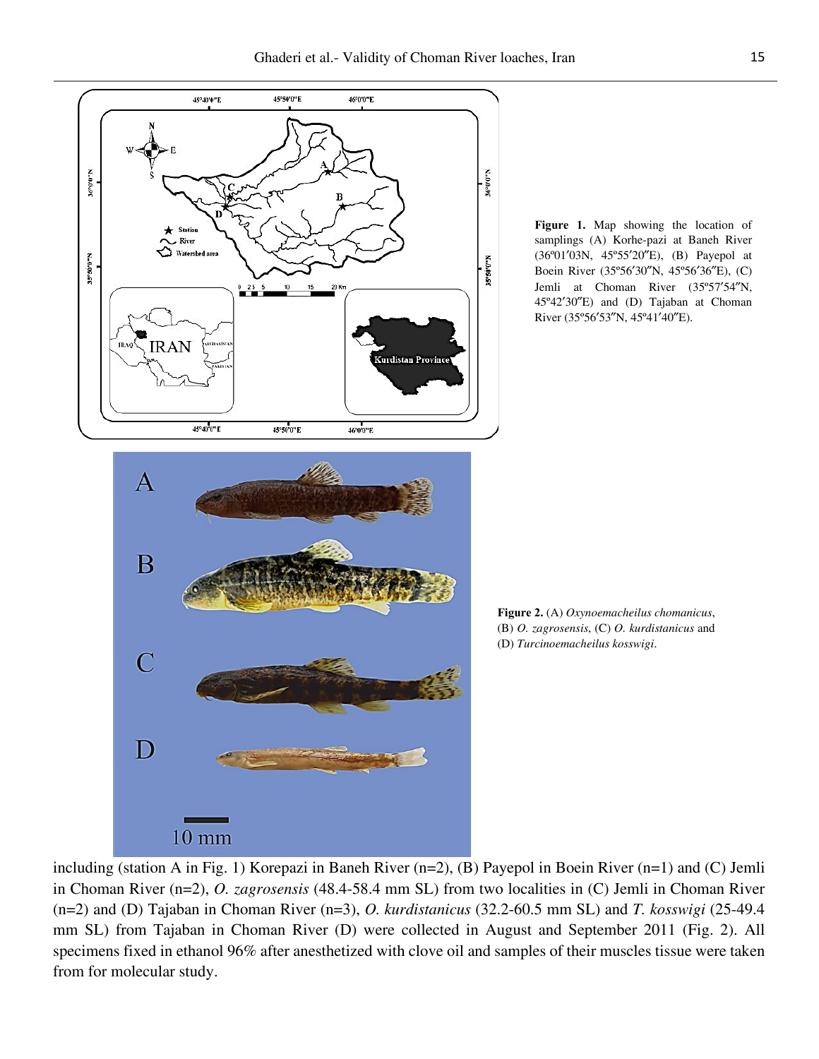**Figure 1.** Map showing the location of samplings (A) Korhe-pazi at Baneh River (36º01′03N, 45º55′20″E), (B) Payepol at Boein River (35º56′30″N, 45º56′36″E), (C) Jemli at Choman River (35º57′54″N, 45º42′30″E) and (D) Tajaban at Choman River (35º56′53″N, 45º41′40″E).

**Figure 2.** (A) *Oxynoemacheilus chomanicus*, (B) *O. zagrosensis*, (C) *O. kurdistanicus* and (D) *Turcinoemacheilus kosswigi*.

including (station A in Fig. 1) Korepazi in Baneh River (n=2), (B) Payepol in Boein River (n=1) and (C) Jemli in Choman River (n=2), *O. zagrosensis* (48.4-58.4 mm SL) from two localities in (C) Jemli in Choman River (n=2) and (D) Tajaban in Choman River (n=3), *O. kurdistanicus* (32.2-60.5 mm SL) and *T. kosswigi* (25-49.4 mm SL) from Tajaban in Choman River (D) were collected in August and September 2011 (Fig. 2). All specimens fixed in ethanol 96% after anesthetized with clove oil and samples of their muscles tissue were taken from for molecular study.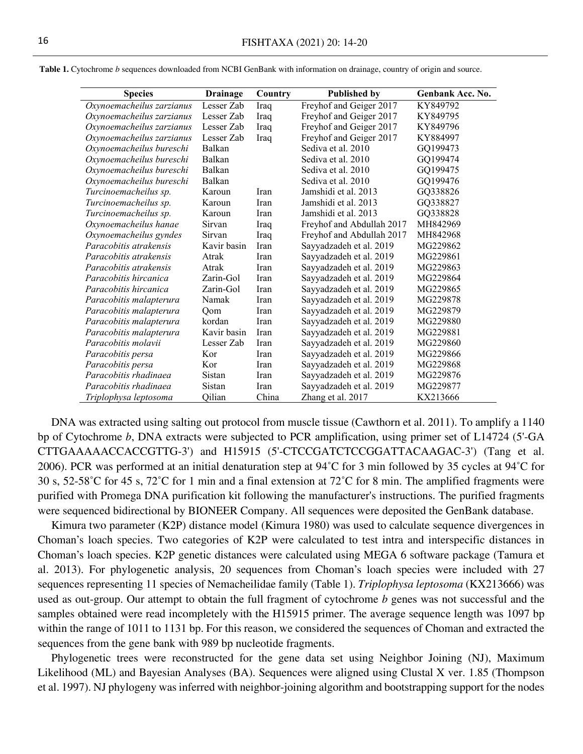**Table 1.** Cytochrome *b* sequences downloaded from NCBI GenBank with information on drainage, country of origin and source.

| Species | Drainage | Country | Published by | Genbank Acc. No. |
|---|---|---|---|---|
| *Oxynoemacheilus zarzianus* | Lesser Zab | Iraq | Freyhof and Geiger 2017 | KY849792 |
| *Oxynoemacheilus zarzianus* | Lesser Zab | Iraq | Freyhof and Geiger 2017 | KY849795 |
| *Oxynoemacheilus zarzianus* | Lesser Zab | Iraq | Freyhof and Geiger 2017 | KY849796 |
| *Oxynoemacheilus zarzianus* | Lesser Zab | Iraq | Freyhof and Geiger 2017 | KY884997 |
| *Oxynoemacheilus bureschi* | Balkan | | Sediva et al. 2010 | GQ199473 |
| *Oxynoemacheilus bureschi* | Balkan | | Sediva et al. 2010 | GQ199474 |
| *Oxynoemacheilus bureschi* | Balkan | | Sediva et al. 2010 | GQ199475 |
| *Oxynoemacheilus bureschi* | Balkan | | Sediva et al. 2010 | GQ199476 |
| *Turcinoemacheilus sp.* | Karoun | Iran | Jamshidi et al. 2013 | GQ338826 |
| *Turcinoemacheilus sp.* | Karoun | Iran | Jamshidi et al. 2013 | GQ338827 |
| *Turcinoemacheilus sp.* | Karoun | Iran | Jamshidi et al. 2013 | GQ338828 |
| *Oxynoemacheilus hanae* | Sirvan | Iraq | Freyhof and Abdullah 2017 | MH842969 |
| *Oxynoemacheilus gyndes* | Sirvan | Iraq | Freyhof and Abdullah 2017 | MH842968 |
| *Paracobitis atrakensis* | Kavir basin | Iran | Sayyadzadeh et al. 2019 | MG229862 |
| *Paracobitis atrakensis* | Atrak | Iran | Sayyadzadeh et al. 2019 | MG229861 |
| *Paracobitis atrakensis* | Atrak | Iran | Sayyadzadeh et al. 2019 | MG229863 |
| *Paracobitis hircanica* | Zarin-Gol | Iran | Sayyadzadeh et al. 2019 | MG229864 |
| *Paracobitis hircanica* | Zarin-Gol | Iran | Sayyadzadeh et al. 2019 | MG229865 |
| *Paracobitis malapterura* | Namak | Iran | Sayyadzadeh et al. 2019 | MG229878 |
| *Paracobitis malapterura* | Qom | Iran | Sayyadzadeh et al. 2019 | MG229879 |
| *Paracobitis malapterura* | kordan | Iran | Sayyadzadeh et al. 2019 | MG229880 |
| *Paracobitis malapterura* | Kavir basin | Iran | Sayyadzadeh et al. 2019 | MG229881 |
| *Paracobitis molavii* | Lesser Zab | Iran | Sayyadzadeh et al. 2019 | MG229860 |
| *Paracobitis persa* | Kor | Iran | Sayyadzadeh et al. 2019 | MG229866 |
| *Paracobitis persa* | Kor | Iran | Sayyadzadeh et al. 2019 | MG229868 |
| *Paracobitis rhadinaea* | Sistan | Iran | Sayyadzadeh et al. 2019 | MG229876 |
| *Paracobitis rhadinaea* | Sistan | Iran | Sayyadzadeh et al. 2019 | MG229877 |
| *Triplophysa leptosoma* | Qilian | China | Zhang et al. 2017 | KX213666 |

DNA was extracted using salting out protocol from muscle tissue (Cawthorn et al. 2011). To amplify a 1140 bp of Cytochrome *b*, DNA extracts were subjected to PCR amplification, using primer set of L14724 (5'-GA CTTGAAAAACCACCGTTG-3') and H15915 (5'-CTCCGATCTCCGGATTACAAGAC-3') (Tang et al. 2006). PCR was performed at an initial denaturation step at 94˚C for 3 min followed by 35 cycles at 94˚C for 30 s, 52-58˚C for 45 s, 72˚C for 1 min and a final extension at 72˚C for 8 min. The amplified fragments were purified with Promega DNA purification kit following the manufacturer's instructions. The purified fragments were sequenced bidirectional by BIONEER Company. All sequences were deposited the GenBank database.

Kimura two parameter (K2P) distance model (Kimura 1980) was used to calculate sequence divergences in Choman's loach species. Two categories of K2P were calculated to test intra and interspecific distances in Choman's loach species. K2P genetic distances were calculated using MEGA 6 software package (Tamura et al. 2013). For phylogenetic analysis, 20 sequences from Choman's loach species were included with 27 sequences representing 11 species of Nemacheilidae family (Table 1). *Triplophysa leptosoma* (KX213666) was used as out-group. Our attempt to obtain the full fragment of cytochrome *b* genes was not successful and the samples obtained were read incompletely with the H15915 primer. The average sequence length was 1097 bp within the range of 1011 to 1131 bp. For this reason, we considered the sequences of Choman and extracted the sequences from the gene bank with 989 bp nucleotide fragments.

Phylogenetic trees were reconstructed for the gene data set using Neighbor Joining (NJ), Maximum Likelihood (ML) and Bayesian Analyses (BA). Sequences were aligned using Clustal X ver. 1.85 (Thompson et al. 1997). NJ phylogeny was inferred with neighbor-joining algorithm and bootstrapping support for the nodes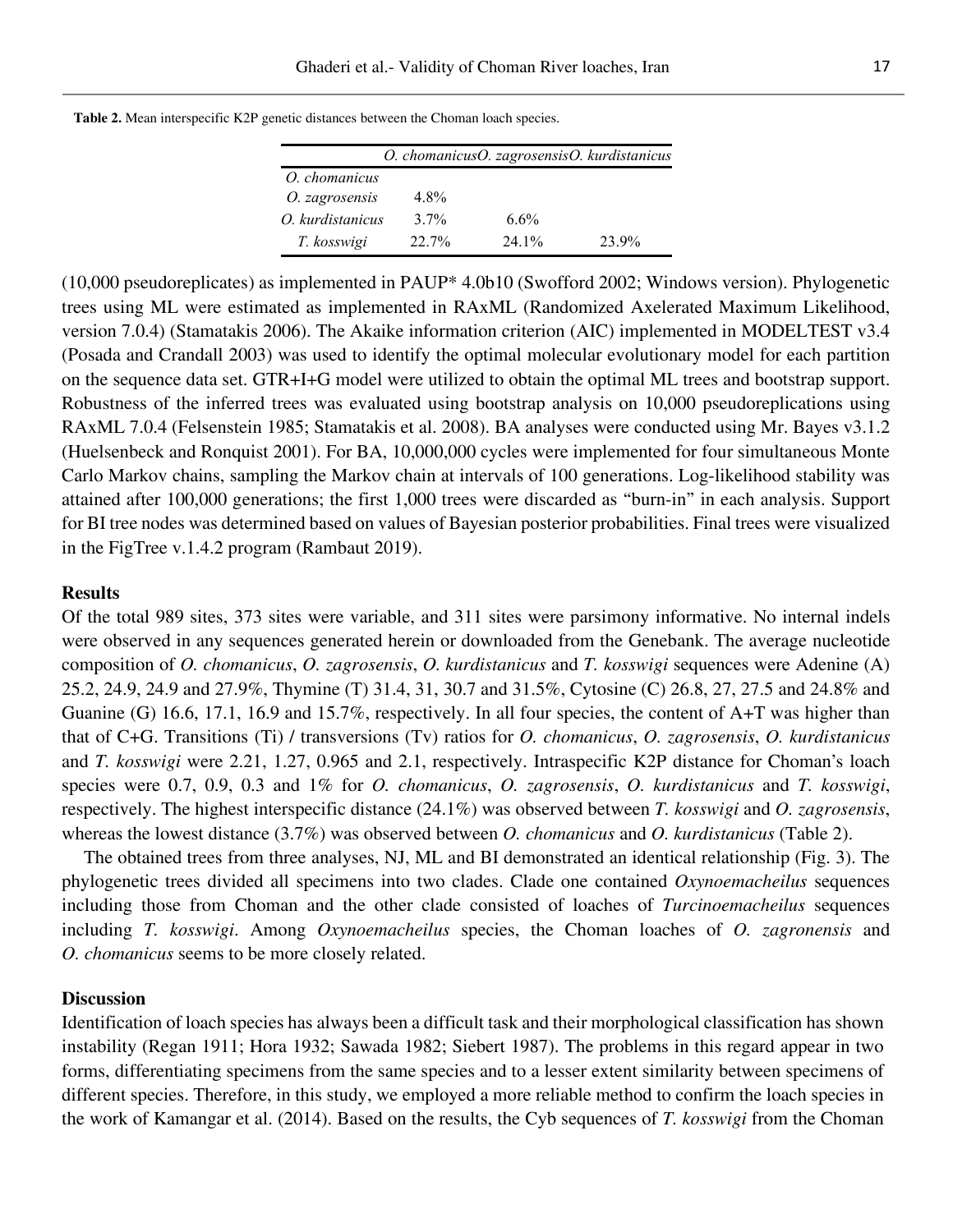**Table 2.** Mean interspecific K2P genetic distances between the Choman loach species.

| | *O. chomanicus* | *O. zagrosensis* | *O. kurdistanicus* |
|---|---|---|---|
| *O. chomanicus* | | | |
| *O. zagrosensis* | 4.8% | | |
| *O. kurdistanicus* | 3.7% | 6.6% | |
| *T. kosswigi* | 22.7% | 24.1% | 23.9% |

(10,000 pseudoreplicates) as implemented in PAUP* 4.0b10 (Swofford 2002; Windows version). Phylogenetic trees using ML were estimated as implemented in RAxML (Randomized Axelerated Maximum Likelihood, version 7.0.4) (Stamatakis 2006). The Akaike information criterion (AIC) implemented in MODELTEST v3.4 (Posada and Crandall 2003) was used to identify the optimal molecular evolutionary model for each partition on the sequence data set. GTR+I+G model were utilized to obtain the optimal ML trees and bootstrap support. Robustness of the inferred trees was evaluated using bootstrap analysis on 10,000 pseudoreplications using RAxML 7.0.4 (Felsenstein 1985; Stamatakis et al. 2008). BA analyses were conducted using Mr. Bayes v3.1.2 (Huelsenbeck and Ronquist 2001). For BA, 10,000,000 cycles were implemented for four simultaneous Monte Carlo Markov chains, sampling the Markov chain at intervals of 100 generations. Log-likelihood stability was attained after 100,000 generations; the first 1,000 trees were discarded as "burn-in" in each analysis. Support for BI tree nodes was determined based on values of Bayesian posterior probabilities. Final trees were visualized in the FigTree v.1.4.2 program (Rambaut 2019).

## Results

Of the total 989 sites, 373 sites were variable, and 311 sites were parsimony informative. No internal indels were observed in any sequences generated herein or downloaded from the Genebank. The average nucleotide composition of *O. chomanicus*, *O. zagrosensis*, *O. kurdistanicus* and *T. kosswigi* sequences were Adenine (A) 25.2, 24.9, 24.9 and 27.9%, Thymine (T) 31.4, 31, 30.7 and 31.5%, Cytosine (C) 26.8, 27, 27.5 and 24.8% and Guanine (G) 16.6, 17.1, 16.9 and 15.7%, respectively. In all four species, the content of A+T was higher than that of C+G. Transitions (Ti) / transversions (Tv) ratios for *O. chomanicus*, *O. zagrosensis*, *O. kurdistanicus* and *T. kosswigi* were 2.21, 1.27, 0.965 and 2.1, respectively. Intraspecific K2P distance for Choman's loach species were 0.7, 0.9, 0.3 and 1% for *O. chomanicus*, *O. zagrosensis*, *O. kurdistanicus* and *T. kosswigi*, respectively. The highest interspecific distance (24.1%) was observed between *T. kosswigi* and *O. zagrosensis*, whereas the lowest distance (3.7%) was observed between *O. chomanicus* and *O. kurdistanicus* (Table 2).

The obtained trees from three analyses, NJ, ML and BI demonstrated an identical relationship (Fig. 3). The phylogenetic trees divided all specimens into two clades. Clade one contained *Oxynoemacheilus* sequences including those from Choman and the other clade consisted of loaches of *Turcinoemacheilus* sequences including *T. kosswigi*. Among *Oxynoemacheilus* species, the Choman loaches of *O. zagronensis* and *O. chomanicus* seems to be more closely related.

## Discussion

Identification of loach species has always been a difficult task and their morphological classification has shown instability (Regan 1911; Hora 1932; Sawada 1982; Siebert 1987). The problems in this regard appear in two forms, differentiating specimens from the same species and to a lesser extent similarity between specimens of different species. Therefore, in this study, we employed a more reliable method to confirm the loach species in the work of Kamangar et al. (2014). Based on the results, the Cyb sequences of *T. kosswigi* from the Choman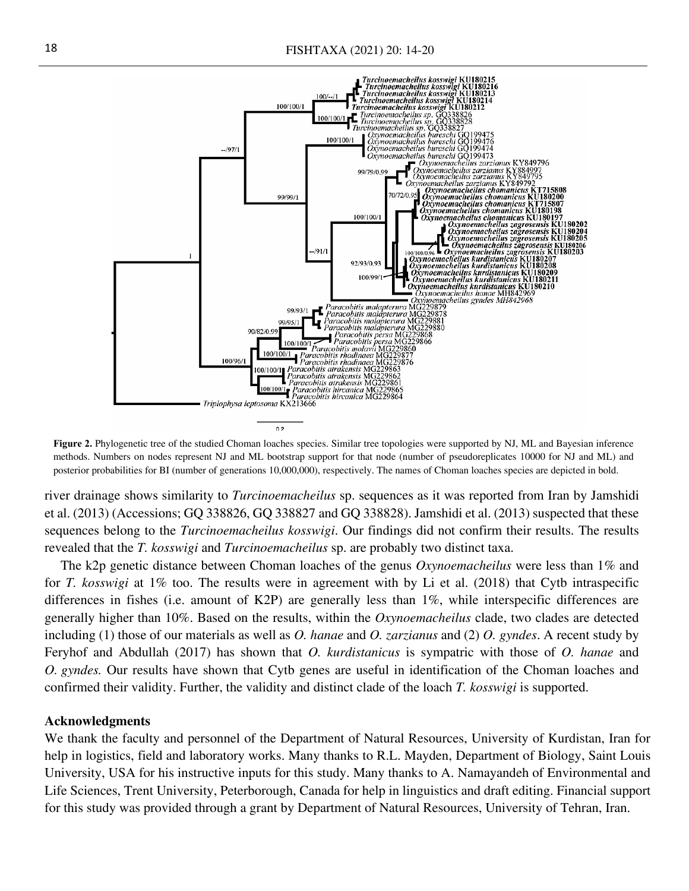**Figure 2.** Phylogenetic tree of the studied Choman loaches species. Similar tree topologies were supported by NJ, ML and Bayesian inference methods. Numbers on nodes represent NJ and ML bootstrap support for that node (number of pseudoreplicates 10000 for NJ and ML) and posterior probabilities for BI (number of generations 10,000,000), respectively. The names of Choman loaches species are depicted in bold.

river drainage shows similarity to *Turcinoemacheilus* sp. sequences as it was reported from Iran by Jamshidi et al. (2013) (Accessions; GQ 338826, GQ 338827 and GQ 338828). Jamshidi et al. (2013) suspected that these sequences belong to the *Turcinoemacheilus kosswigi*. Our findings did not confirm their results. The results revealed that the *T. kosswigi* and *Turcinoemacheilus* sp. are probably two distinct taxa.

The k2p genetic distance between Choman loaches of the genus *Oxynoemacheilus* were less than 1% and for *T. kosswigi* at 1% too. The results were in agreement with by Li et al. (2018) that Cytb intraspecific differences in fishes (i.e. amount of K2P) are generally less than 1%, while interspecific differences are generally higher than 10%. Based on the results, within the *Oxynoemacheilus* clade, two clades are detected including (1) those of our materials as well as *O. hanae* and *O. zarzianus* and (2) *O. gyndes*. A recent study by Feryhof and Abdullah (2017) has shown that *O. kurdistanicus* is sympatric with those of *O. hanae* and *O. gyndes.* Our results have shown that Cytb genes are useful in identification of the Choman loaches and confirmed their validity. Further, the validity and distinct clade of the loach *T. kosswigi* is supported.

## Acknowledgments

We thank the faculty and personnel of the Department of Natural Resources, University of Kurdistan, Iran for help in logistics, field and laboratory works. Many thanks to R.L. Mayden, Department of Biology, Saint Louis University, USA for his instructive inputs for this study. Many thanks to A. Namayandeh of Environmental and Life Sciences, Trent University, Peterborough, Canada for help in linguistics and draft editing. Financial support for this study was provided through a grant by Department of Natural Resources, University of Tehran, Iran.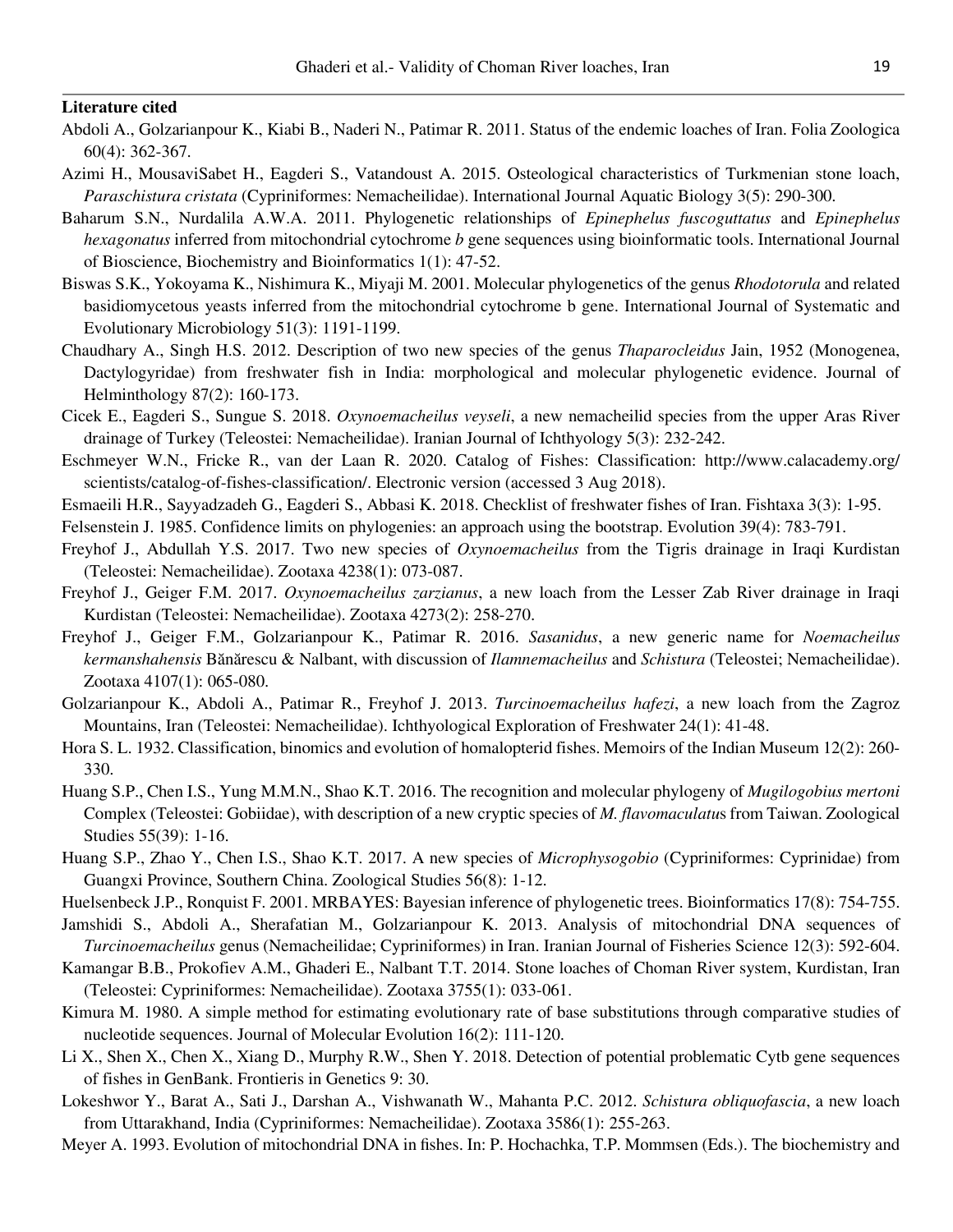**Literature cited**

Abdoli A., Golzarianpour K., Kiabi B., Naderi N., Patimar R. 2011. Status of the endemic loaches of Iran. Folia Zoologica 60(4): 362-367.

Azimi H., MousaviSabet H., Eagderi S., Vatandoust A. 2015. Osteological characteristics of Turkmenian stone loach, *Paraschistura cristata* (Cypriniformes: Nemacheilidae). International Journal Aquatic Biology 3(5): 290-300.

Baharum S.N., Nurdalila A.W.A. 2011. Phylogenetic relationships of *Epinephelus fuscoguttatus* and *Epinephelus hexagonatus* inferred from mitochondrial cytochrome *b* gene sequences using bioinformatic tools. International Journal of Bioscience, Biochemistry and Bioinformatics 1(1): 47-52.

Biswas S.K., Yokoyama K., Nishimura K., Miyaji M. 2001. Molecular phylogenetics of the genus *Rhodotorula* and related basidiomycetous yeasts inferred from the mitochondrial cytochrome b gene. International Journal of Systematic and Evolutionary Microbiology 51(3): 1191-1199.

Chaudhary A., Singh H.S. 2012. Description of two new species of the genus *Thaparocleidus* Jain, 1952 (Monogenea, Dactylogyridae) from freshwater fish in India: morphological and molecular phylogenetic evidence. Journal of Helminthology 87(2): 160-173.

Cicek E., Eagderi S., Sungue S. 2018. *Oxynoemacheilus veyseli*, a new nemacheilid species from the upper Aras River drainage of Turkey (Teleostei: Nemacheilidae). Iranian Journal of Ichthyology 5(3): 232-242.

Eschmeyer W.N., Fricke R., van der Laan R. 2020. Catalog of Fishes: Classification: http://www.calacademy.org/scientists/catalog-of-fishes-classification/. Electronic version (accessed 3 Aug 2018).

Esmaeili H.R., Sayyadzadeh G., Eagderi S., Abbasi K. 2018. Checklist of freshwater fishes of Iran. Fishtaxa 3(3): 1-95.

Felsenstein J. 1985. Confidence limits on phylogenies: an approach using the bootstrap. Evolution 39(4): 783-791.

Freyhof J., Abdullah Y.S. 2017. Two new species of *Oxynoemacheilus* from the Tigris drainage in Iraqi Kurdistan (Teleostei: Nemacheilidae). Zootaxa 4238(1): 073-087.

Freyhof J., Geiger F.M. 2017. *Oxynoemacheilus zarzianus*, a new loach from the Lesser Zab River drainage in Iraqi Kurdistan (Teleostei: Nemacheilidae). Zootaxa 4273(2): 258-270.

Freyhof J., Geiger F.M., Golzarianpour K., Patimar R. 2016. *Sasanidus*, a new generic name for *Noemacheilus kermanshahensis* Bănărescu & Nalbant, with discussion of *Ilamnemacheilus* and *Schistura* (Teleostei; Nemacheilidae). Zootaxa 4107(1): 065-080.

Golzarianpour K., Abdoli A., Patimar R., Freyhof J. 2013. *Turcinoemacheilus hafezi*, a new loach from the Zagroz Mountains, Iran (Teleostei: Nemacheilidae). Ichthyological Exploration of Freshwater 24(1): 41-48.

Hora S. L. 1932. Classification, binomics and evolution of homalopterid fishes. Memoirs of the Indian Museum 12(2): 260-330.

Huang S.P., Chen I.S., Yung M.M.N., Shao K.T. 2016. The recognition and molecular phylogeny of *Mugilogobius mertoni* Complex (Teleostei: Gobiidae), with description of a new cryptic species of *M. flavomaculatus* from Taiwan. Zoological Studies 55(39): 1-16.

Huang S.P., Zhao Y., Chen I.S., Shao K.T. 2017. A new species of *Microphysogobio* (Cypriniformes: Cyprinidae) from Guangxi Province, Southern China. Zoological Studies 56(8): 1-12.

Huelsenbeck J.P., Ronquist F. 2001. MRBAYES: Bayesian inference of phylogenetic trees. Bioinformatics 17(8): 754-755.

Jamshidi S., Abdoli A., Sherafatian M., Golzarianpour K. 2013. Analysis of mitochondrial DNA sequences of *Turcinoemacheilus* genus (Nemacheilidae; Cypriniformes) in Iran. Iranian Journal of Fisheries Science 12(3): 592-604.

Kamangar B.B., Prokofiev A.M., Ghaderi E., Nalbant T.T. 2014. Stone loaches of Choman River system, Kurdistan, Iran (Teleostei: Cypriniformes: Nemacheilidae). Zootaxa 3755(1): 033-061.

Kimura M. 1980. A simple method for estimating evolutionary rate of base substitutions through comparative studies of nucleotide sequences. Journal of Molecular Evolution 16(2): 111-120.

Li X., Shen X., Chen X., Xiang D., Murphy R.W., Shen Y. 2018. Detection of potential problematic Cytb gene sequences of fishes in GenBank. Frontieris in Genetics 9: 30.

Lokeshwor Y., Barat A., Sati J., Darshan A., Vishwanath W., Mahanta P.C. 2012. *Schistura obliquofascia*, a new loach from Uttarakhand, India (Cypriniformes: Nemacheilidae). Zootaxa 3586(1): 255-263.

Meyer A. 1993. Evolution of mitochondrial DNA in fishes. In: P. Hochachka, T.P. Mommsen (Eds.). The biochemistry and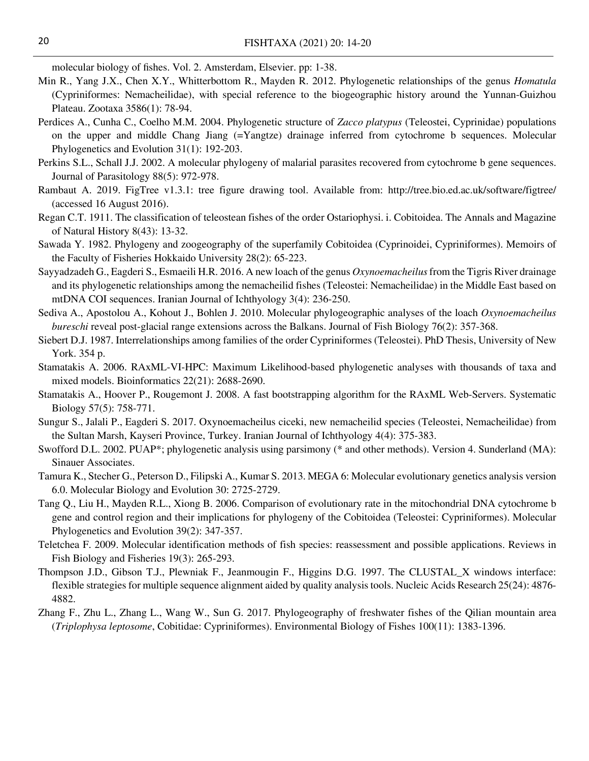molecular biology of fishes. Vol. 2. Amsterdam, Elsevier. pp: 1-38.

Min R., Yang J.X., Chen X.Y., Whitterbottom R., Mayden R. 2012. Phylogenetic relationships of the genus *Homatula* (Cypriniformes: Nemacheilidae), with special reference to the biogeographic history around the Yunnan-Guizhou Plateau. Zootaxa 3586(1): 78-94.

Perdices A., Cunha C., Coelho M.M. 2004. Phylogenetic structure of *Zacco platypus* (Teleostei, Cyprinidae) populations on the upper and middle Chang Jiang (=Yangtze) drainage inferred from cytochrome b sequences. Molecular Phylogenetics and Evolution 31(1): 192-203.

Perkins S.L., Schall J.J. 2002. A molecular phylogeny of malarial parasites recovered from cytochrome b gene sequences. Journal of Parasitology 88(5): 972-978.

Rambaut A. 2019. FigTree v1.3.1: tree figure drawing tool. Available from: http://tree.bio.ed.ac.uk/software/figtree/ (accessed 16 August 2016).

Regan C.T. 1911. The classification of teleostean fishes of the order Ostariophysi. i. Cobitoidea. The Annals and Magazine of Natural History 8(43): 13-32.

Sawada Y. 1982. Phylogeny and zoogeography of the superfamily Cobitoidea (Cyprinoidei, Cypriniformes). Memoirs of the Faculty of Fisheries Hokkaido University 28(2): 65-223.

Sayyadzadeh G., Eagderi S., Esmaeili H.R. 2016. A new loach of the genus *Oxynoemacheilus* from the Tigris River drainage and its phylogenetic relationships among the nemacheilid fishes (Teleostei: Nemacheilidae) in the Middle East based on mtDNA COI sequences. Iranian Journal of Ichthyology 3(4): 236-250.

Sediva A., Apostolou A., Kohout J., Bohlen J. 2010. Molecular phylogeographic analyses of the loach *Oxynoemacheilus bureschi* reveal post-glacial range extensions across the Balkans. Journal of Fish Biology 76(2): 357-368.

Siebert D.J. 1987. Interrelationships among families of the order Cypriniformes (Teleostei). PhD Thesis, University of New York. 354 p.

Stamatakis A. 2006. RAxML-VI-HPC: Maximum Likelihood-based phylogenetic analyses with thousands of taxa and mixed models. Bioinformatics 22(21): 2688-2690.

Stamatakis A., Hoover P., Rougemont J. 2008. A fast bootstrapping algorithm for the RAxML Web-Servers. Systematic Biology 57(5): 758-771.

Sungur S., Jalali P., Eagderi S. 2017. Oxynoemacheilus ciceki, new nemacheilid species (Teleostei, Nemacheilidae) from the Sultan Marsh, Kayseri Province, Turkey. Iranian Journal of Ichthyology 4(4): 375-383.

Swofford D.L. 2002. PUAP*; phylogenetic analysis using parsimony (* and other methods). Version 4. Sunderland (MA): Sinauer Associates.

Tamura K., Stecher G., Peterson D., Filipski A., Kumar S. 2013. MEGA 6: Molecular evolutionary genetics analysis version 6.0. Molecular Biology and Evolution 30: 2725-2729.

Tang Q., Liu H., Mayden R.L., Xiong B. 2006. Comparison of evolutionary rate in the mitochondrial DNA cytochrome b gene and control region and their implications for phylogeny of the Cobitoidea (Teleostei: Cypriniformes). Molecular Phylogenetics and Evolution 39(2): 347-357.

Teletchea F. 2009. Molecular identification methods of fish species: reassessment and possible applications. Reviews in Fish Biology and Fisheries 19(3): 265-293.

Thompson J.D., Gibson T.J., Plewniak F., Jeanmougin F., Higgins D.G. 1997. The CLUSTAL_X windows interface: flexible strategies for multiple sequence alignment aided by quality analysis tools. Nucleic Acids Research 25(24): 4876-4882.

Zhang F., Zhu L., Zhang L., Wang W., Sun G. 2017. Phylogeography of freshwater fishes of the Qilian mountain area (*Triplophysa leptosome*, Cobitidae: Cypriniformes). Environmental Biology of Fishes 100(11): 1383-1396.